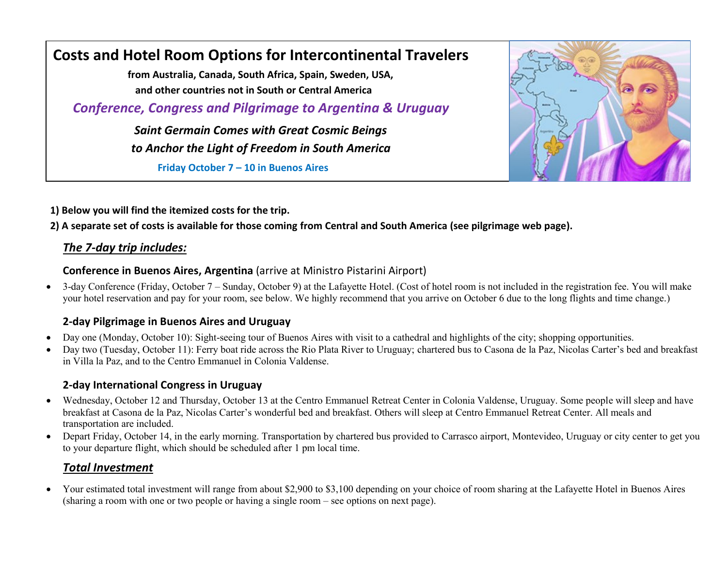# Costs and Hotel Room Options for Intercontinental Travelers

**from Australia, Canada, South Africa, Spain, Sweden, USA, and other countries not in South or Central America**

## *Conference, Congress and Pilgrimage to Argentina & Uruguay*

***Saint Germain Comes with Great Cosmic Beings to Anchor the Light of Freedom in South America***

**Friday October 7 – 10 in Buenos Aires**

**1) Below you will find the itemized costs for the trip.**

**2) A separate set of costs is available for those coming from Central and South America (see pilgrimage web page).**

## ***The 7-day trip includes:***

### **Conference in Buenos Aires, Argentina** (arrive at Ministro Pistarini Airport)

- 3-day Conference (Friday, October 7 – Sunday, October 9) at the Lafayette Hotel. (Cost of hotel room is not included in the registration fee. You will make your hotel reservation and pay for your room, see below. We highly recommend that you arrive on October 6 due to the long flights and time change.)

### **2-day Pilgrimage in Buenos Aires and Uruguay**

- Day one (Monday, October 10): Sight-seeing tour of Buenos Aires with visit to a cathedral and highlights of the city; shopping opportunities.
- Day two (Tuesday, October 11): Ferry boat ride across the Rio Plata River to Uruguay; chartered bus to Casona de la Paz, Nicolas Carter's bed and breakfast in Villa la Paz, and to the Centro Emmanuel in Colonia Valdense.

### **2-day International Congress in Uruguay**

- Wednesday, October 12 and Thursday, October 13 at the Centro Emmanuel Retreat Center in Colonia Valdense, Uruguay. Some people will sleep and have breakfast at Casona de la Paz, Nicolas Carter's wonderful bed and breakfast. Others will sleep at Centro Emmanuel Retreat Center. All meals and transportation are included.
- Depart Friday, October 14, in the early morning. Transportation by chartered bus provided to Carrasco airport, Montevideo, Uruguay or city center to get you to your departure flight, which should be scheduled after 1 pm local time.

## ***Total Investment***

- Your estimated total investment will range from about $2,900 to $3,100 depending on your choice of room sharing at the Lafayette Hotel in Buenos Aires (sharing a room with one or two people or having a single room – see options on next page).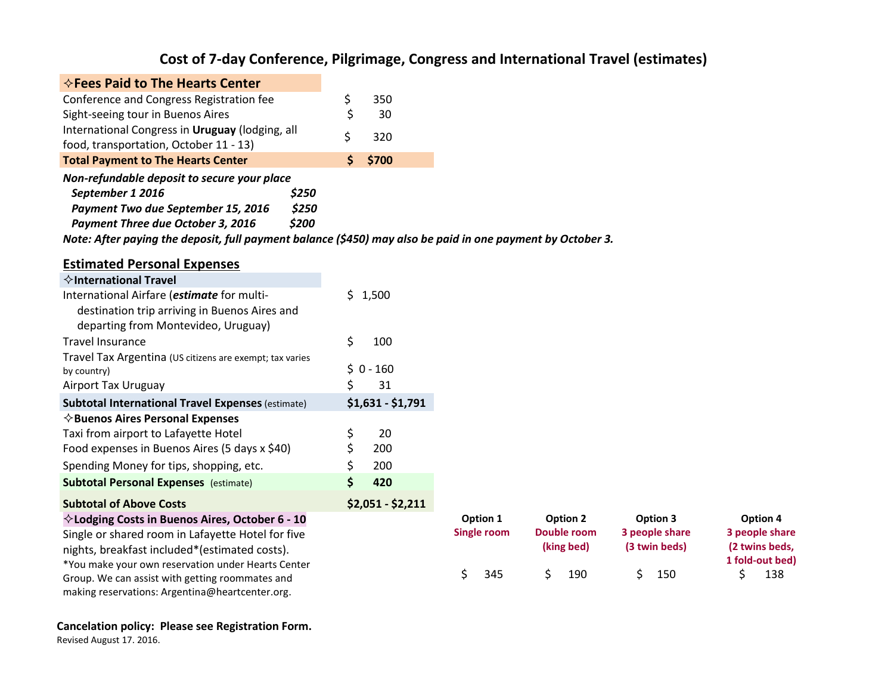# Cost of 7-day Conference, Pilgrimage, Congress and International Travel (estimates)

## ✧Fees Paid to The Hearts Center

| | |
|---|---|
| Conference and Congress Registration fee | $ 350 |
| Sight-seeing tour in Buenos Aires | $ 30 |
| International Congress in **Uruguay** (lodging, all food, transportation, October 11 - 13) | $ 320 |
| **Total Payment to The Hearts Center** | **$ $700** |

***Non-refundable deposit to secure your place***

| | |
|---|---|
| ***September 1 2016*** | ***$250*** |
| ***Payment Two due September 15, 2016*** | ***$250*** |
| ***Payment Three due October 3, 2016*** | ***$200*** |

***Note: After paying the deposit, full payment balance ($450) may also be paid in one payment by October 3.***

## Estimated Personal Expenses

### ✧International Travel

| | |
|---|---|
| International Airfare (***estimate*** for multi-destination trip arriving in Buenos Aires and departing from Montevideo, Uruguay) | $ 1,500 |
| Travel Insurance | $ 100 |
| Travel Tax Argentina (US citizens are exempt; tax varies by country) | $ 0 - 160 |
| Airport Tax Uruguay | $ 31 |
| **Subtotal International Travel Expenses** (estimate) | **$1,631 - $1,791** |

### ✧Buenos Aires Personal Expenses

| | |
|---|---|
| Taxi from airport to Lafayette Hotel | $ 20 |
| Food expenses in Buenos Aires (5 days x $40) | $ 200 |
| Spending Money for tips, shopping, etc. | $ 200 |
| **Subtotal Personal Expenses** (estimate) | **$ 420** |
| **Subtotal of Above Costs** | **$2,051 - $2,211** |

### ✧Lodging Costs in Buenos Aires, October 6 - 10

Single or shared room in Lafayette Hotel for five nights, breakfast included*(estimated costs).

*You make your own reservation under Hearts Center Group. We can assist with getting roommates and making reservations: Argentina@heartcenter.org.

| Option 1 | Option 2 | Option 3 | Option 4 |
|---|---|---|---|
| **Single room** | **Double room (king bed)** | **3 people share (3 twin beds)** | **3 people share (2 twins beds, 1 fold-out bed)** |
| $ 345 | $ 190 | $ 150 | $ 138 |

**Cancelation policy: Please see Registration Form.**

Revised August 17. 2016.